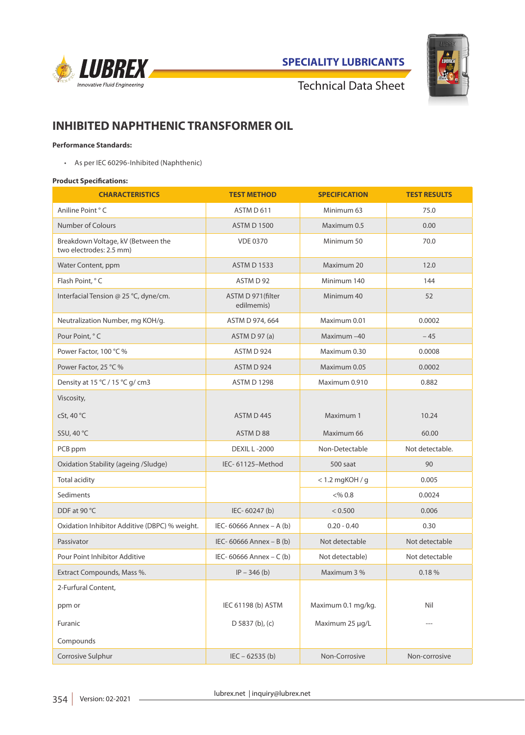SPECIALITY LUBRICANTS

Technical Data Sheet

# INHIBITED NAPHTHENIC TRANSFORMER OIL

**Performance Standards:**

- As per IEC 60296-Inhibited (Naphthenic)

**Product Specifications:**

| CHARACTERISTICS | TEST METHOD | SPECIFICATION | TEST RESULTS |
|---|---|---|---|
| Aniline Point ° C | ASTM D 611 | Minimum 63 | 75.0 |
| Number of Colours | ASTM D 1500 | Maximum 0.5 | 0.00 |
| Breakdown Voltage, kV (Between the two electrodes: 2.5 mm) | VDE 0370 | Minimum 50 | 70.0 |
| Water Content, ppm | ASTM D 1533 | Maximum 20 | 12.0 |
| Flash Point, ° C | ASTM D 92 | Minimum 140 | 144 |
| Interfacial Tension @ 25 °C, dyne/cm. | ASTM D 971(filter edilmemis) | Minimum 40 | 52 |
| Neutralization Number, mg KOH/g. | ASTM D 974, 664 | Maximum 0.01 | 0.0002 |
| Pour Point, ° C | ASTM D 97 (a) | Maximum –40 | – 45 |
| Power Factor, 100 °C % | ASTM D 924 | Maximum 0.30 | 0.0008 |
| Power Factor, 25 °C % | ASTM D 924 | Maximum 0.05 | 0.0002 |
| Density at 15 °C / 15 °C g/ cm3 | ASTM D 1298 | Maximum 0.910 | 0.882 |
| Viscosity, | | | |
| cSt, 40 °C | ASTM D 445 | Maximum 1 | 10.24 |
| SSU, 40 °C | ASTM D 88 | Maximum 66 | 60.00 |
| PCB ppm | DEXIL L -2000 | Non-Detectable | Not detectable. |
| Oxidation Stability (ageing /Sludge) | IEC- 61125–Method | 500 saat | 90 |
| Total acidity | | < 1.2 mgKOH / g | 0.005 |
| Sediments | | <% 0.8 | 0.0024 |
| DDF at 90 °C | IEC- 60247 (b) | < 0.500 | 0.006 |
| Oxidation Inhibitor Additive (DBPC) % weight. | IEC- 60666 Annex – A (b) | 0.20 - 0.40 | 0.30 |
| Passivator | IEC- 60666 Annex – B (b) | Not detectable | Not detectable |
| Pour Point Inhibitor Additive | IEC- 60666 Annex – C (b) | Not detectable) | Not detectable |
| Extract Compounds, Mass %. | IP – 346 (b) | Maximum 3 % | 0.18 % |
| 2-Furfural Content, ppm or Furanic Compounds | IEC 61198 (b) ASTM D 5837 (b), (c) | Maximum 0.1 mg/kg. Maximum 25 µg/L | Nil --- |
| Corrosive Sulphur | IEC – 62535 (b) | Non-Corrosive | Non-corrosive |

Version: 02-2021

lubrex.net | inquiry@lubrex.net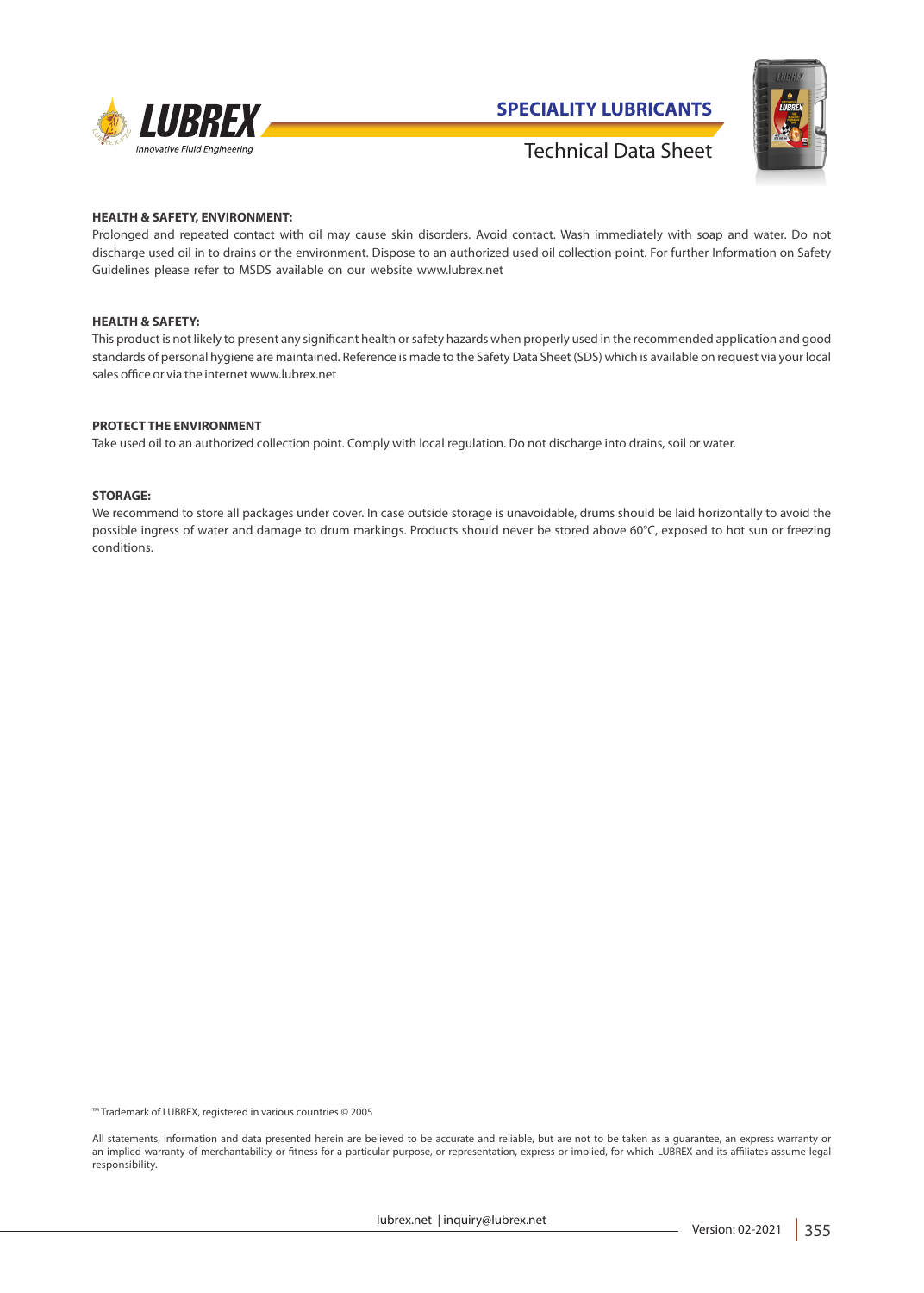## HEALTH & SAFETY, ENVIRONMENT:

Prolonged and repeated contact with oil may cause skin disorders. Avoid contact. Wash immediately with soap and water. Do not discharge used oil in to drains or the environment. Dispose to an authorized used oil collection point. For further Information on Safety Guidelines please refer to MSDS available on our website www.lubrex.net

## HEALTH & SAFETY:

This product is not likely to present any significant health or safety hazards when properly used in the recommended application and good standards of personal hygiene are maintained. Reference is made to the Safety Data Sheet (SDS) which is available on request via your local sales office or via the internet www.lubrex.net

## PROTECT THE ENVIRONMENT

Take used oil to an authorized collection point. Comply with local regulation. Do not discharge into drains, soil or water.

## STORAGE:

We recommend to store all packages under cover. In case outside storage is unavoidable, drums should be laid horizontally to avoid the possible ingress of water and damage to drum markings. Products should never be stored above 60°C, exposed to hot sun or freezing conditions.

™ Trademark of LUBREX, registered in various countries © 2005

All statements, information and data presented herein are believed to be accurate and reliable, but are not to be taken as a guarantee, an express warranty or an implied warranty of merchantability or fitness for a particular purpose, or representation, express or implied, for which LUBREX and its affiliates assume legal responsibility.

lubrex.net | inquiry@lubrex.net

Version: 02-2021